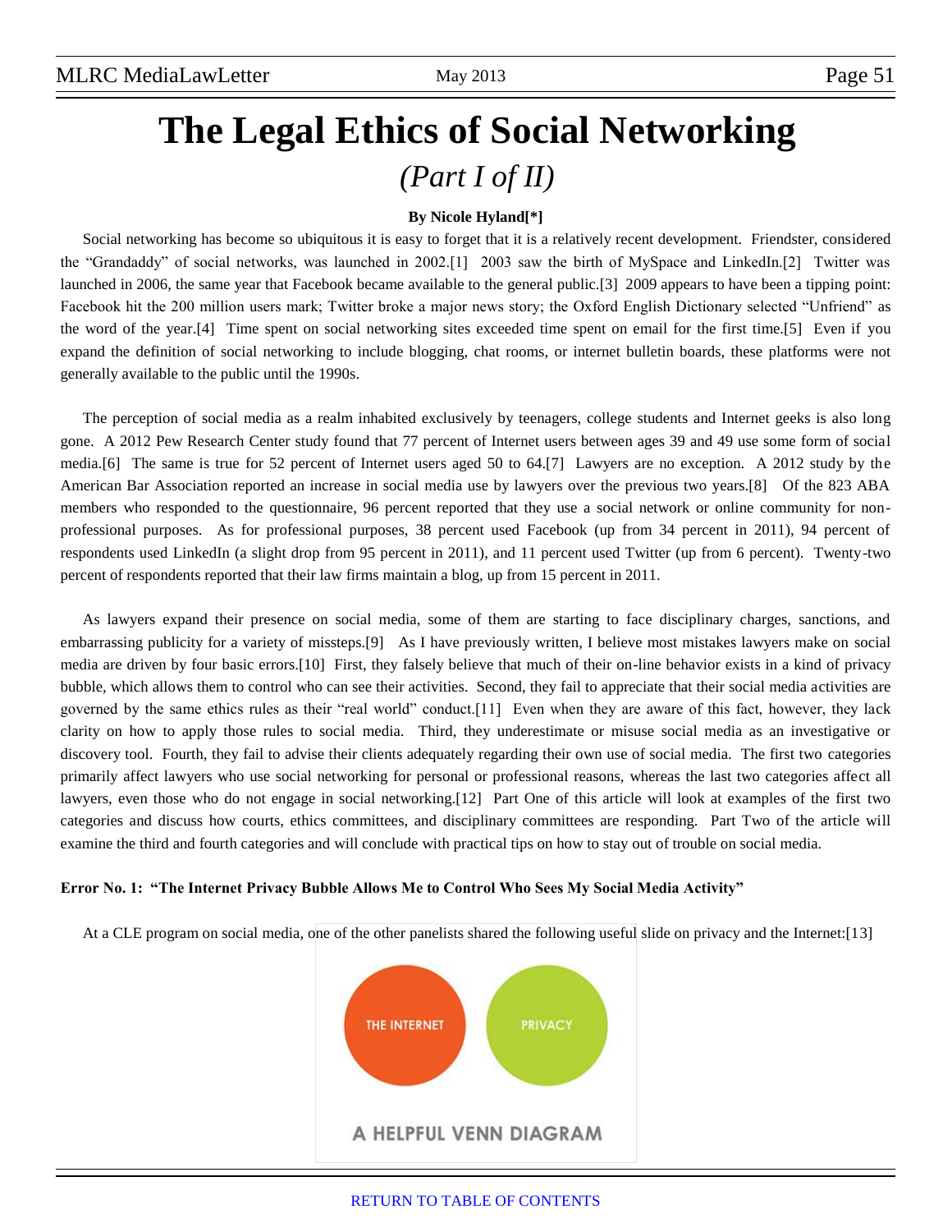# The Legal Ethics of Social Networking

*(Part I of II)*

**By Nicole Hyland[*]**

Social networking has become so ubiquitous it is easy to forget that it is a relatively recent development. Friendster, considered the "Grandaddy" of social networks, was launched in 2002.[1] 2003 saw the birth of MySpace and LinkedIn.[2] Twitter was launched in 2006, the same year that Facebook became available to the general public.[3] 2009 appears to have been a tipping point: Facebook hit the 200 million users mark; Twitter broke a major news story; the Oxford English Dictionary selected "Unfriend" as the word of the year.[4] Time spent on social networking sites exceeded time spent on email for the first time.[5] Even if you expand the definition of social networking to include blogging, chat rooms, or internet bulletin boards, these platforms were not generally available to the public until the 1990s.

The perception of social media as a realm inhabited exclusively by teenagers, college students and Internet geeks is also long gone. A 2012 Pew Research Center study found that 77 percent of Internet users between ages 39 and 49 use some form of social media.[6] The same is true for 52 percent of Internet users aged 50 to 64.[7] Lawyers are no exception. A 2012 study by the American Bar Association reported an increase in social media use by lawyers over the previous two years.[8] Of the 823 ABA members who responded to the questionnaire, 96 percent reported that they use a social network or online community for non-professional purposes. As for professional purposes, 38 percent used Facebook (up from 34 percent in 2011), 94 percent of respondents used LinkedIn (a slight drop from 95 percent in 2011), and 11 percent used Twitter (up from 6 percent). Twenty-two percent of respondents reported that their law firms maintain a blog, up from 15 percent in 2011.

As lawyers expand their presence on social media, some of them are starting to face disciplinary charges, sanctions, and embarrassing publicity for a variety of missteps.[9] As I have previously written, I believe most mistakes lawyers make on social media are driven by four basic errors.[10] First, they falsely believe that much of their on-line behavior exists in a kind of privacy bubble, which allows them to control who can see their activities. Second, they fail to appreciate that their social media activities are governed by the same ethics rules as their "real world" conduct.[11] Even when they are aware of this fact, however, they lack clarity on how to apply those rules to social media. Third, they underestimate or misuse social media as an investigative or discovery tool. Fourth, they fail to advise their clients adequately regarding their own use of social media. The first two categories primarily affect lawyers who use social networking for personal or professional reasons, whereas the last two categories affect all lawyers, even those who do not engage in social networking.[12] Part One of this article will look at examples of the first two categories and discuss how courts, ethics committees, and disciplinary committees are responding. Part Two of the article will examine the third and fourth categories and will conclude with practical tips on how to stay out of trouble on social media.

**Error No. 1: "The Internet Privacy Bubble Allows Me to Control Who Sees My Social Media Activity"**

At a CLE program on social media, one of the other panelists shared the following useful slide on privacy and the Internet:[13]

THE INTERNET PRIVACY

A HELPFUL VENN DIAGRAM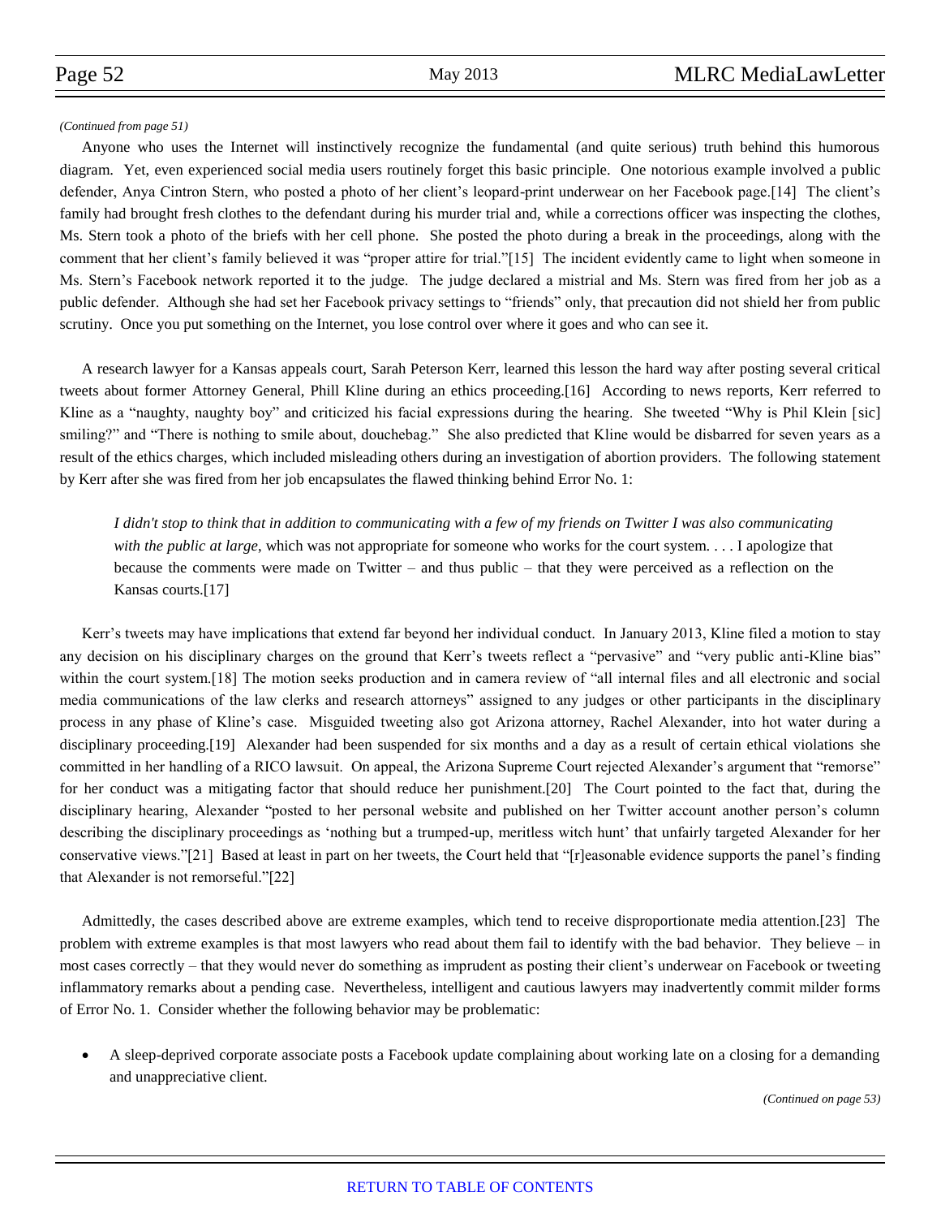*(Continued from page 51)*

Anyone who uses the Internet will instinctively recognize the fundamental (and quite serious) truth behind this humorous diagram. Yet, even experienced social media users routinely forget this basic principle. One notorious example involved a public defender, Anya Cintron Stern, who posted a photo of her client's leopard-print underwear on her Facebook page.[14] The client's family had brought fresh clothes to the defendant during his murder trial and, while a corrections officer was inspecting the clothes, Ms. Stern took a photo of the briefs with her cell phone. She posted the photo during a break in the proceedings, along with the comment that her client's family believed it was "proper attire for trial."[15] The incident evidently came to light when someone in Ms. Stern's Facebook network reported it to the judge. The judge declared a mistrial and Ms. Stern was fired from her job as a public defender. Although she had set her Facebook privacy settings to "friends" only, that precaution did not shield her from public scrutiny. Once you put something on the Internet, you lose control over where it goes and who can see it.

A research lawyer for a Kansas appeals court, Sarah Peterson Kerr, learned this lesson the hard way after posting several critical tweets about former Attorney General, Phill Kline during an ethics proceeding.[16] According to news reports, Kerr referred to Kline as a "naughty, naughty boy" and criticized his facial expressions during the hearing. She tweeted "Why is Phil Klein [sic] smiling?" and "There is nothing to smile about, douchebag." She also predicted that Kline would be disbarred for seven years as a result of the ethics charges, which included misleading others during an investigation of abortion providers. The following statement by Kerr after she was fired from her job encapsulates the flawed thinking behind Error No. 1:

> *I didn't stop to think that in addition to communicating with a few of my friends on Twitter I was also communicating with the public at large*, which was not appropriate for someone who works for the court system. . . . I apologize that because the comments were made on Twitter – and thus public – that they were perceived as a reflection on the Kansas courts.[17]

Kerr's tweets may have implications that extend far beyond her individual conduct. In January 2013, Kline filed a motion to stay any decision on his disciplinary charges on the ground that Kerr's tweets reflect a "pervasive" and "very public anti-Kline bias" within the court system.[18] The motion seeks production and in camera review of "all internal files and all electronic and social media communications of the law clerks and research attorneys" assigned to any judges or other participants in the disciplinary process in any phase of Kline's case. Misguided tweeting also got Arizona attorney, Rachel Alexander, into hot water during a disciplinary proceeding.[19] Alexander had been suspended for six months and a day as a result of certain ethical violations she committed in her handling of a RICO lawsuit. On appeal, the Arizona Supreme Court rejected Alexander's argument that "remorse" for her conduct was a mitigating factor that should reduce her punishment.[20] The Court pointed to the fact that, during the disciplinary hearing, Alexander "posted to her personal website and published on her Twitter account another person's column describing the disciplinary proceedings as 'nothing but a trumped-up, meritless witch hunt' that unfairly targeted Alexander for her conservative views."[21] Based at least in part on her tweets, the Court held that "[r]easonable evidence supports the panel's finding that Alexander is not remorseful."[22]

Admittedly, the cases described above are extreme examples, which tend to receive disproportionate media attention.[23] The problem with extreme examples is that most lawyers who read about them fail to identify with the bad behavior. They believe – in most cases correctly – that they would never do something as imprudent as posting their client's underwear on Facebook or tweeting inflammatory remarks about a pending case. Nevertheless, intelligent and cautious lawyers may inadvertently commit milder forms of Error No. 1. Consider whether the following behavior may be problematic:

- A sleep-deprived corporate associate posts a Facebook update complaining about working late on a closing for a demanding and unappreciative client.

*(Continued on page 53)*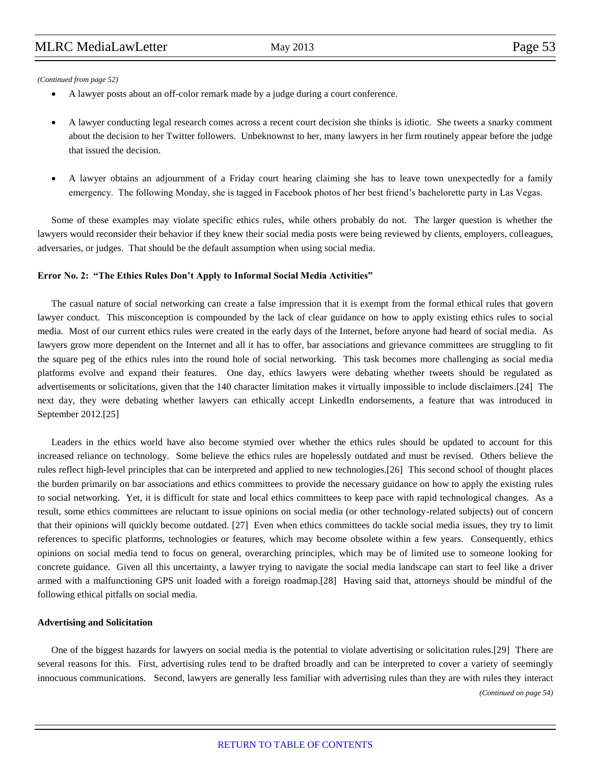*(Continued from page 52)*

- A lawyer posts about an off-color remark made by a judge during a court conference.
- A lawyer conducting legal research comes across a recent court decision she thinks is idiotic. She tweets a snarky comment about the decision to her Twitter followers. Unbeknownst to her, many lawyers in her firm routinely appear before the judge that issued the decision.
- A lawyer obtains an adjournment of a Friday court hearing claiming she has to leave town unexpectedly for a family emergency. The following Monday, she is tagged in Facebook photos of her best friend's bachelorette party in Las Vegas.

Some of these examples may violate specific ethics rules, while others probably do not. The larger question is whether the lawyers would reconsider their behavior if they knew their social media posts were being reviewed by clients, employers, colleagues, adversaries, or judges. That should be the default assumption when using social media.

**Error No. 2: "The Ethics Rules Don't Apply to Informal Social Media Activities"**

The casual nature of social networking can create a false impression that it is exempt from the formal ethical rules that govern lawyer conduct. This misconception is compounded by the lack of clear guidance on how to apply existing ethics rules to social media. Most of our current ethics rules were created in the early days of the Internet, before anyone had heard of social media. As lawyers grow more dependent on the Internet and all it has to offer, bar associations and grievance committees are struggling to fit the square peg of the ethics rules into the round hole of social networking. This task becomes more challenging as social media platforms evolve and expand their features. One day, ethics lawyers were debating whether tweets should be regulated as advertisements or solicitations, given that the 140 character limitation makes it virtually impossible to include disclaimers.[24] The next day, they were debating whether lawyers can ethically accept LinkedIn endorsements, a feature that was introduced in September 2012.[25]

Leaders in the ethics world have also become stymied over whether the ethics rules should be updated to account for this increased reliance on technology. Some believe the ethics rules are hopelessly outdated and must be revised. Others believe the rules reflect high-level principles that can be interpreted and applied to new technologies.[26] This second school of thought places the burden primarily on bar associations and ethics committees to provide the necessary guidance on how to apply the existing rules to social networking. Yet, it is difficult for state and local ethics committees to keep pace with rapid technological changes. As a result, some ethics committees are reluctant to issue opinions on social media (or other technology-related subjects) out of concern that their opinions will quickly become outdated. [27] Even when ethics committees do tackle social media issues, they try to limit references to specific platforms, technologies or features, which may become obsolete within a few years. Consequently, ethics opinions on social media tend to focus on general, overarching principles, which may be of limited use to someone looking for concrete guidance. Given all this uncertainty, a lawyer trying to navigate the social media landscape can start to feel like a driver armed with a malfunctioning GPS unit loaded with a foreign roadmap.[28] Having said that, attorneys should be mindful of the following ethical pitfalls on social media.

**Advertising and Solicitation**

One of the biggest hazards for lawyers on social media is the potential to violate advertising or solicitation rules.[29] There are several reasons for this. First, advertising rules tend to be drafted broadly and can be interpreted to cover a variety of seemingly innocuous communications. Second, lawyers are generally less familiar with advertising rules than they are with rules they interact

*(Continued on page 54)*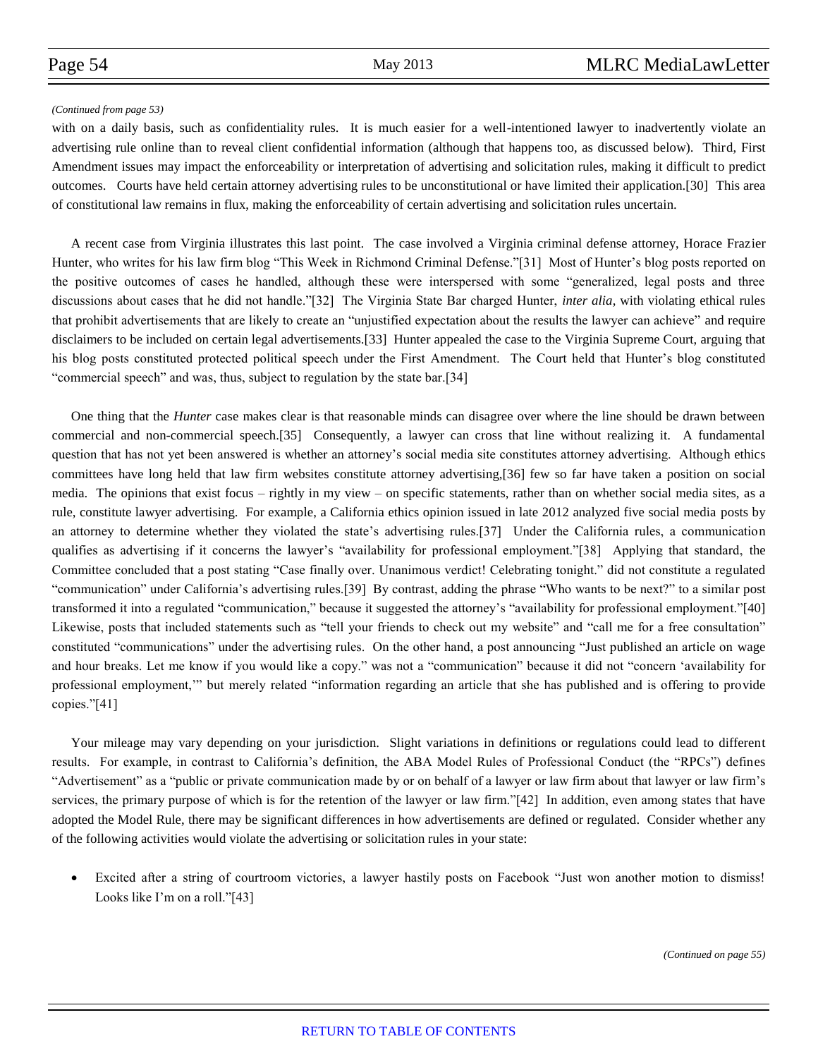*(Continued from page 53)*

with on a daily basis, such as confidentiality rules. It is much easier for a well-intentioned lawyer to inadvertently violate an advertising rule online than to reveal client confidential information (although that happens too, as discussed below). Third, First Amendment issues may impact the enforceability or interpretation of advertising and solicitation rules, making it difficult to predict outcomes. Courts have held certain attorney advertising rules to be unconstitutional or have limited their application.[30] This area of constitutional law remains in flux, making the enforceability of certain advertising and solicitation rules uncertain.

A recent case from Virginia illustrates this last point. The case involved a Virginia criminal defense attorney, Horace Frazier Hunter, who writes for his law firm blog "This Week in Richmond Criminal Defense."[31] Most of Hunter's blog posts reported on the positive outcomes of cases he handled, although these were interspersed with some "generalized, legal posts and three discussions about cases that he did not handle."[32] The Virginia State Bar charged Hunter, *inter alia*, with violating ethical rules that prohibit advertisements that are likely to create an "unjustified expectation about the results the lawyer can achieve" and require disclaimers to be included on certain legal advertisements.[33] Hunter appealed the case to the Virginia Supreme Court, arguing that his blog posts constituted protected political speech under the First Amendment. The Court held that Hunter's blog constituted "commercial speech" and was, thus, subject to regulation by the state bar.[34]

One thing that the *Hunter* case makes clear is that reasonable minds can disagree over where the line should be drawn between commercial and non-commercial speech.[35] Consequently, a lawyer can cross that line without realizing it. A fundamental question that has not yet been answered is whether an attorney's social media site constitutes attorney advertising. Although ethics committees have long held that law firm websites constitute attorney advertising,[36] few so far have taken a position on social media. The opinions that exist focus – rightly in my view – on specific statements, rather than on whether social media sites, as a rule, constitute lawyer advertising. For example, a California ethics opinion issued in late 2012 analyzed five social media posts by an attorney to determine whether they violated the state's advertising rules.[37] Under the California rules, a communication qualifies as advertising if it concerns the lawyer's "availability for professional employment."[38] Applying that standard, the Committee concluded that a post stating "Case finally over. Unanimous verdict! Celebrating tonight." did not constitute a regulated "communication" under California's advertising rules.[39] By contrast, adding the phrase "Who wants to be next?" to a similar post transformed it into a regulated "communication," because it suggested the attorney's "availability for professional employment."[40] Likewise, posts that included statements such as "tell your friends to check out my website" and "call me for a free consultation" constituted "communications" under the advertising rules. On the other hand, a post announcing "Just published an article on wage and hour breaks. Let me know if you would like a copy." was not a "communication" because it did not "concern 'availability for professional employment,'" but merely related "information regarding an article that she has published and is offering to provide copies."[41]

Your mileage may vary depending on your jurisdiction. Slight variations in definitions or regulations could lead to different results. For example, in contrast to California's definition, the ABA Model Rules of Professional Conduct (the "RPCs") defines "Advertisement" as a "public or private communication made by or on behalf of a lawyer or law firm about that lawyer or law firm's services, the primary purpose of which is for the retention of the lawyer or law firm."[42] In addition, even among states that have adopted the Model Rule, there may be significant differences in how advertisements are defined or regulated. Consider whether any of the following activities would violate the advertising or solicitation rules in your state:

- Excited after a string of courtroom victories, a lawyer hastily posts on Facebook "Just won another motion to dismiss! Looks like I'm on a roll."[43]

*(Continued on page 55)*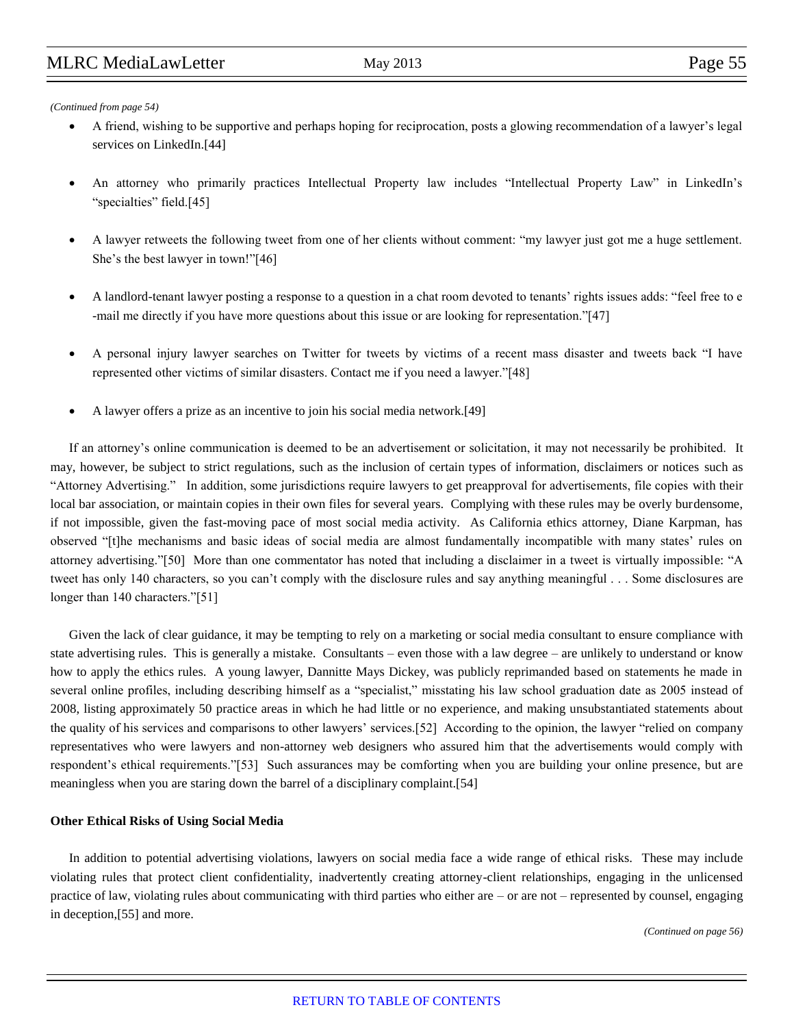*(Continued from page 54)*

- A friend, wishing to be supportive and perhaps hoping for reciprocation, posts a glowing recommendation of a lawyer's legal services on LinkedIn.[44]

- An attorney who primarily practices Intellectual Property law includes "Intellectual Property Law" in LinkedIn's "specialties" field.[45]

- A lawyer retweets the following tweet from one of her clients without comment: "my lawyer just got me a huge settlement. She's the best lawyer in town!"[46]

- A landlord-tenant lawyer posting a response to a question in a chat room devoted to tenants' rights issues adds: "feel free to e-mail me directly if you have more questions about this issue or are looking for representation."[47]

- A personal injury lawyer searches on Twitter for tweets by victims of a recent mass disaster and tweets back "I have represented other victims of similar disasters. Contact me if you need a lawyer."[48]

- A lawyer offers a prize as an incentive to join his social media network.[49]

If an attorney's online communication is deemed to be an advertisement or solicitation, it may not necessarily be prohibited. It may, however, be subject to strict regulations, such as the inclusion of certain types of information, disclaimers or notices such as "Attorney Advertising." In addition, some jurisdictions require lawyers to get preapproval for advertisements, file copies with their local bar association, or maintain copies in their own files for several years. Complying with these rules may be overly burdensome, if not impossible, given the fast-moving pace of most social media activity. As California ethics attorney, Diane Karpman, has observed "[t]he mechanisms and basic ideas of social media are almost fundamentally incompatible with many states' rules on attorney advertising."[50] More than one commentator has noted that including a disclaimer in a tweet is virtually impossible: "A tweet has only 140 characters, so you can't comply with the disclosure rules and say anything meaningful . . . Some disclosures are longer than 140 characters."[51]

Given the lack of clear guidance, it may be tempting to rely on a marketing or social media consultant to ensure compliance with state advertising rules. This is generally a mistake. Consultants – even those with a law degree – are unlikely to understand or know how to apply the ethics rules. A young lawyer, Dannitte Mays Dickey, was publicly reprimanded based on statements he made in several online profiles, including describing himself as a "specialist," misstating his law school graduation date as 2005 instead of 2008, listing approximately 50 practice areas in which he had little or no experience, and making unsubstantiated statements about the quality of his services and comparisons to other lawyers' services.[52] According to the opinion, the lawyer "relied on company representatives who were lawyers and non-attorney web designers who assured him that the advertisements would comply with respondent's ethical requirements."[53] Such assurances may be comforting when you are building your online presence, but are meaningless when you are staring down the barrel of a disciplinary complaint.[54]

**Other Ethical Risks of Using Social Media**

In addition to potential advertising violations, lawyers on social media face a wide range of ethical risks. These may include violating rules that protect client confidentiality, inadvertently creating attorney-client relationships, engaging in the unlicensed practice of law, violating rules about communicating with third parties who either are – or are not – represented by counsel, engaging in deception,[55] and more.

*(Continued on page 56)*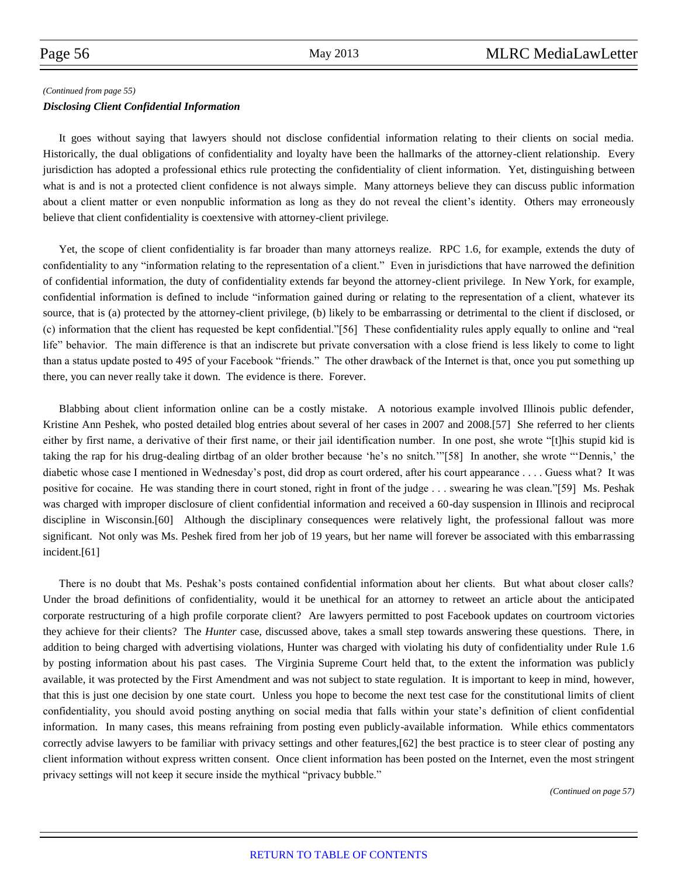*(Continued from page 55)*

***Disclosing Client Confidential Information***

It goes without saying that lawyers should not disclose confidential information relating to their clients on social media. Historically, the dual obligations of confidentiality and loyalty have been the hallmarks of the attorney-client relationship. Every jurisdiction has adopted a professional ethics rule protecting the confidentiality of client information. Yet, distinguishing between what is and is not a protected client confidence is not always simple. Many attorneys believe they can discuss public information about a client matter or even nonpublic information as long as they do not reveal the client's identity. Others may erroneously believe that client confidentiality is coextensive with attorney-client privilege.

Yet, the scope of client confidentiality is far broader than many attorneys realize. RPC 1.6, for example, extends the duty of confidentiality to any "information relating to the representation of a client." Even in jurisdictions that have narrowed the definition of confidential information, the duty of confidentiality extends far beyond the attorney-client privilege. In New York, for example, confidential information is defined to include "information gained during or relating to the representation of a client, whatever its source, that is (a) protected by the attorney-client privilege, (b) likely to be embarrassing or detrimental to the client if disclosed, or (c) information that the client has requested be kept confidential."[56] These confidentiality rules apply equally to online and "real life" behavior. The main difference is that an indiscrete but private conversation with a close friend is less likely to come to light than a status update posted to 495 of your Facebook "friends." The other drawback of the Internet is that, once you put something up there, you can never really take it down. The evidence is there. Forever.

Blabbing about client information online can be a costly mistake. A notorious example involved Illinois public defender, Kristine Ann Peshek, who posted detailed blog entries about several of her cases in 2007 and 2008.[57] She referred to her clients either by first name, a derivative of their first name, or their jail identification number. In one post, she wrote "[t]his stupid kid is taking the rap for his drug-dealing dirtbag of an older brother because 'he's no snitch.'"[58] In another, she wrote "'Dennis,' the diabetic whose case I mentioned in Wednesday's post, did drop as court ordered, after his court appearance . . . . Guess what? It was positive for cocaine. He was standing there in court stoned, right in front of the judge . . . swearing he was clean."[59] Ms. Peshak was charged with improper disclosure of client confidential information and received a 60-day suspension in Illinois and reciprocal discipline in Wisconsin.[60] Although the disciplinary consequences were relatively light, the professional fallout was more significant. Not only was Ms. Peshek fired from her job of 19 years, but her name will forever be associated with this embarrassing incident.[61]

There is no doubt that Ms. Peshak's posts contained confidential information about her clients. But what about closer calls? Under the broad definitions of confidentiality, would it be unethical for an attorney to retweet an article about the anticipated corporate restructuring of a high profile corporate client? Are lawyers permitted to post Facebook updates on courtroom victories they achieve for their clients? The *Hunter* case, discussed above, takes a small step towards answering these questions. There, in addition to being charged with advertising violations, Hunter was charged with violating his duty of confidentiality under Rule 1.6 by posting information about his past cases. The Virginia Supreme Court held that, to the extent the information was publicly available, it was protected by the First Amendment and was not subject to state regulation. It is important to keep in mind, however, that this is just one decision by one state court. Unless you hope to become the next test case for the constitutional limits of client confidentiality, you should avoid posting anything on social media that falls within your state's definition of client confidential information. In many cases, this means refraining from posting even publicly-available information. While ethics commentators correctly advise lawyers to be familiar with privacy settings and other features,[62] the best practice is to steer clear of posting any client information without express written consent. Once client information has been posted on the Internet, even the most stringent privacy settings will not keep it secure inside the mythical "privacy bubble."

*(Continued on page 57)*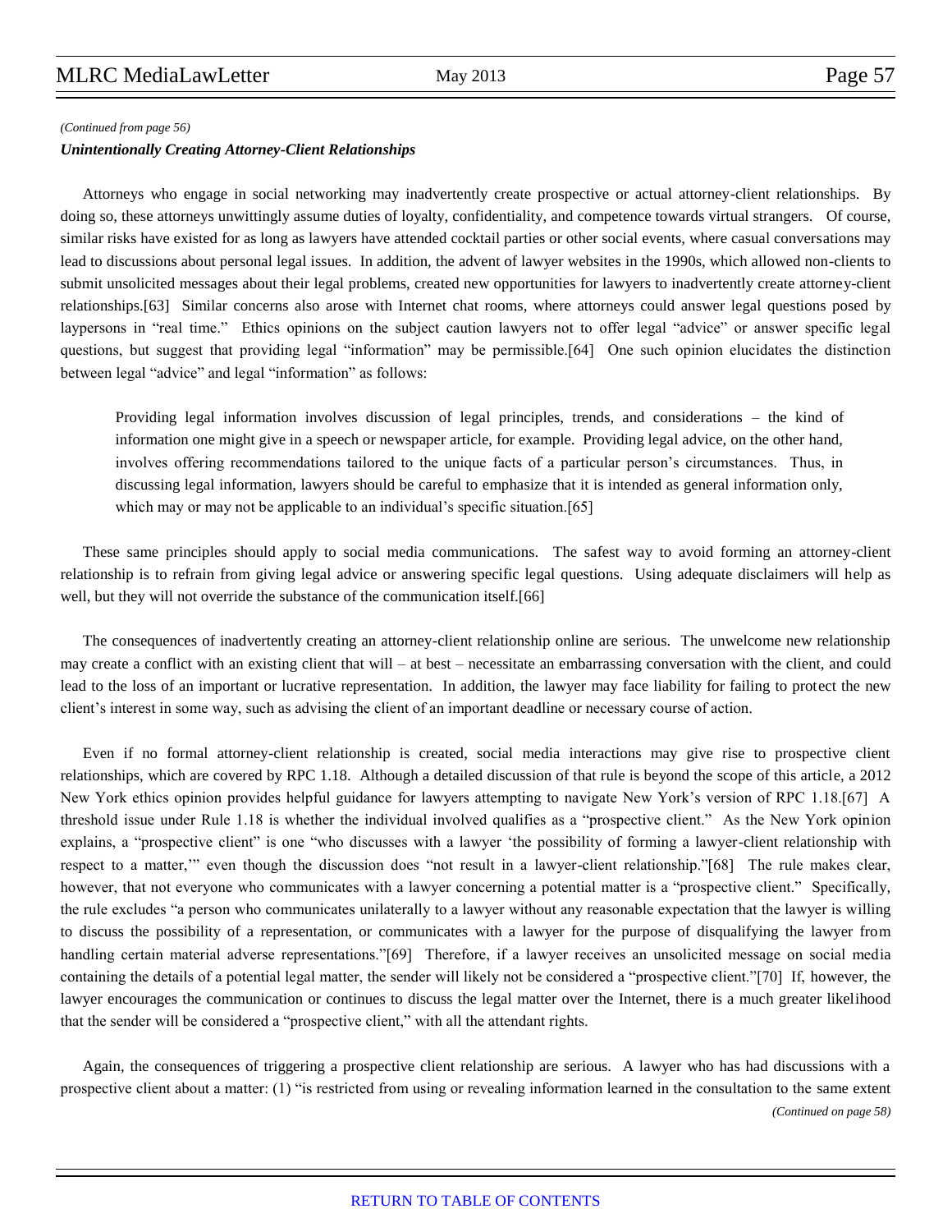*(Continued from page 56)*

***Unintentionally Creating Attorney-Client Relationships***

Attorneys who engage in social networking may inadvertently create prospective or actual attorney-client relationships. By doing so, these attorneys unwittingly assume duties of loyalty, confidentiality, and competence towards virtual strangers. Of course, similar risks have existed for as long as lawyers have attended cocktail parties or other social events, where casual conversations may lead to discussions about personal legal issues. In addition, the advent of lawyer websites in the 1990s, which allowed non-clients to submit unsolicited messages about their legal problems, created new opportunities for lawyers to inadvertently create attorney-client relationships.[63] Similar concerns also arose with Internet chat rooms, where attorneys could answer legal questions posed by laypersons in "real time." Ethics opinions on the subject caution lawyers not to offer legal "advice" or answer specific legal questions, but suggest that providing legal "information" may be permissible.[64] One such opinion elucidates the distinction between legal "advice" and legal "information" as follows:

> Providing legal information involves discussion of legal principles, trends, and considerations – the kind of information one might give in a speech or newspaper article, for example. Providing legal advice, on the other hand, involves offering recommendations tailored to the unique facts of a particular person's circumstances. Thus, in discussing legal information, lawyers should be careful to emphasize that it is intended as general information only, which may or may not be applicable to an individual's specific situation.[65]

These same principles should apply to social media communications. The safest way to avoid forming an attorney-client relationship is to refrain from giving legal advice or answering specific legal questions. Using adequate disclaimers will help as well, but they will not override the substance of the communication itself.[66]

The consequences of inadvertently creating an attorney-client relationship online are serious. The unwelcome new relationship may create a conflict with an existing client that will – at best – necessitate an embarrassing conversation with the client, and could lead to the loss of an important or lucrative representation. In addition, the lawyer may face liability for failing to protect the new client's interest in some way, such as advising the client of an important deadline or necessary course of action.

Even if no formal attorney-client relationship is created, social media interactions may give rise to prospective client relationships, which are covered by RPC 1.18. Although a detailed discussion of that rule is beyond the scope of this article, a 2012 New York ethics opinion provides helpful guidance for lawyers attempting to navigate New York's version of RPC 1.18.[67] A threshold issue under Rule 1.18 is whether the individual involved qualifies as a "prospective client." As the New York opinion explains, a "prospective client" is one "who discusses with a lawyer 'the possibility of forming a lawyer-client relationship with respect to a matter,'" even though the discussion does "not result in a lawyer-client relationship."[68] The rule makes clear, however, that not everyone who communicates with a lawyer concerning a potential matter is a "prospective client." Specifically, the rule excludes "a person who communicates unilaterally to a lawyer without any reasonable expectation that the lawyer is willing to discuss the possibility of a representation, or communicates with a lawyer for the purpose of disqualifying the lawyer from handling certain material adverse representations."[69] Therefore, if a lawyer receives an unsolicited message on social media containing the details of a potential legal matter, the sender will likely not be considered a "prospective client."[70] If, however, the lawyer encourages the communication or continues to discuss the legal matter over the Internet, there is a much greater likelihood that the sender will be considered a "prospective client," with all the attendant rights.

Again, the consequences of triggering a prospective client relationship are serious. A lawyer who has had discussions with a prospective client about a matter: (1) "is restricted from using or revealing information learned in the consultation to the same extent

*(Continued on page 58)*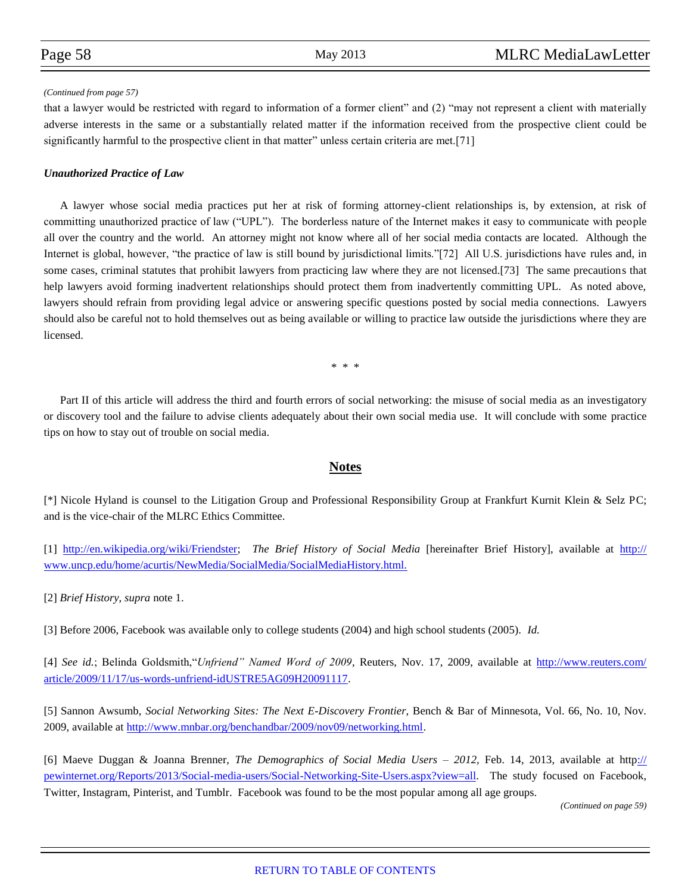*(Continued from page 57)*

that a lawyer would be restricted with regard to information of a former client" and (2) "may not represent a client with materially adverse interests in the same or a substantially related matter if the information received from the prospective client could be significantly harmful to the prospective client in that matter" unless certain criteria are met.[71]

***Unauthorized Practice of Law***

A lawyer whose social media practices put her at risk of forming attorney-client relationships is, by extension, at risk of committing unauthorized practice of law ("UPL"). The borderless nature of the Internet makes it easy to communicate with people all over the country and the world. An attorney might not know where all of her social media contacts are located. Although the Internet is global, however, "the practice of law is still bound by jurisdictional limits."[72] All U.S. jurisdictions have rules and, in some cases, criminal statutes that prohibit lawyers from practicing law where they are not licensed.[73] The same precautions that help lawyers avoid forming inadvertent relationships should protect them from inadvertently committing UPL. As noted above, lawyers should refrain from providing legal advice or answering specific questions posted by social media connections. Lawyers should also be careful not to hold themselves out as being available or willing to practice law outside the jurisdictions where they are licensed.

\* \* \*

Part II of this article will address the third and fourth errors of social networking: the misuse of social media as an investigatory or discovery tool and the failure to advise clients adequately about their own social media use. It will conclude with some practice tips on how to stay out of trouble on social media.

## Notes

[*] Nicole Hyland is counsel to the Litigation Group and Professional Responsibility Group at Frankfurt Kurnit Klein & Selz PC; and is the vice-chair of the MLRC Ethics Committee.

[1] http://en.wikipedia.org/wiki/Friendster; *The Brief History of Social Media* [hereinafter Brief History], available at http://www.uncp.edu/home/acurtis/NewMedia/SocialMedia/SocialMediaHistory.html.

[2] *Brief History, supra* note 1.

[3] Before 2006, Facebook was available only to college students (2004) and high school students (2005). *Id.*

[4] *See id.*; Belinda Goldsmith,"*Unfriend" Named Word of 2009*, Reuters, Nov. 17, 2009, available at http://www.reuters.com/article/2009/11/17/us-words-unfriend-idUSTRE5AG09H20091117.

[5] Sannon Awsumb, *Social Networking Sites: The Next E-Discovery Frontier*, Bench & Bar of Minnesota, Vol. 66, No. 10, Nov. 2009, available at http://www.mnbar.org/benchandbar/2009/nov09/networking.html.

[6] Maeve Duggan & Joanna Brenner, *The Demographics of Social Media Users – 2012*, Feb. 14, 2013, available at http://pewinternet.org/Reports/2013/Social-media-users/Social-Networking-Site-Users.aspx?view=all. The study focused on Facebook, Twitter, Instagram, Pinterist, and Tumblr. Facebook was found to be the most popular among all age groups.

*(Continued on page 59)*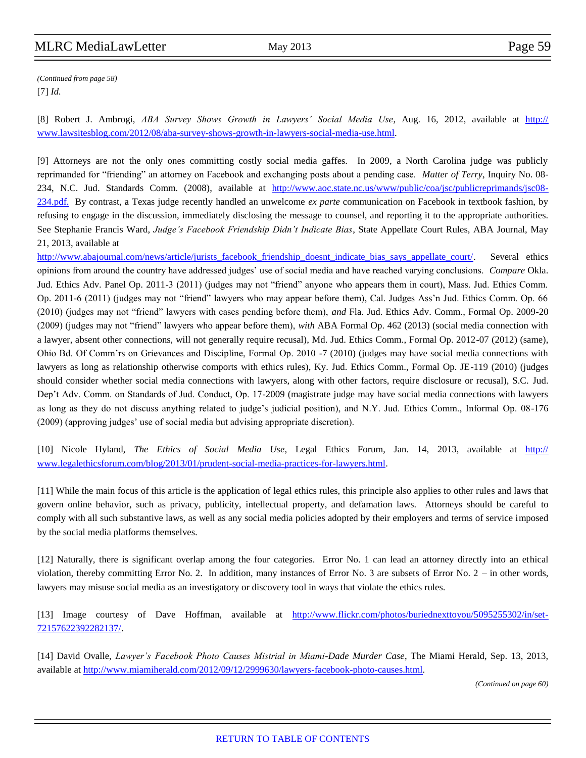*(Continued from page 58)*

[7] *Id.*

[8] Robert J. Ambrogi, *ABA Survey Shows Growth in Lawyers' Social Media Use*, Aug. 16, 2012, available at [http://www.lawsitesblog.com/2012/08/aba-survey-shows-growth-in-lawyers-social-media-use.html](http://www.lawsitesblog.com/2012/08/aba-survey-shows-growth-in-lawyers-social-media-use.html).

[9] Attorneys are not the only ones committing costly social media gaffes. In 2009, a North Carolina judge was publicly reprimanded for "friending" an attorney on Facebook and exchanging posts about a pending case. *Matter of Terry*, Inquiry No. 08-234, N.C. Jud. Standards Comm. (2008), available at [http://www.aoc.state.nc.us/www/public/coa/jsc/publicreprimands/jsc08-234.pdf.](http://www.aoc.state.nc.us/www/public/coa/jsc/publicreprimands/jsc08-234.pdf) By contrast, a Texas judge recently handled an unwelcome *ex parte* communication on Facebook in textbook fashion, by refusing to engage in the discussion, immediately disclosing the message to counsel, and reporting it to the appropriate authorities. See Stephanie Francis Ward, *Judge's Facebook Friendship Didn't Indicate Bias*, State Appellate Court Rules, ABA Journal, May 21, 2013, available at [http://www.abajournal.com/news/article/jurists_facebook_friendship_doesnt_indicate_bias_says_appellate_court/](http://www.abajournal.com/news/article/jurists_facebook_friendship_doesnt_indicate_bias_says_appellate_court/). Several ethics opinions from around the country have addressed judges' use of social media and have reached varying conclusions. *Compare* Okla. Jud. Ethics Adv. Panel Op. 2011-3 (2011) (judges may not "friend" anyone who appears them in court), Mass. Jud. Ethics Comm. Op. 2011-6 (2011) (judges may not "friend" lawyers who may appear before them), Cal. Judges Ass'n Jud. Ethics Comm. Op. 66 (2010) (judges may not "friend" lawyers with cases pending before them), *and* Fla. Jud. Ethics Adv. Comm., Formal Op. 2009-20 (2009) (judges may not "friend" lawyers who appear before them), *with* ABA Formal Op. 462 (2013) (social media connection with a lawyer, absent other connections, will not generally require recusal), Md. Jud. Ethics Comm., Formal Op. 2012-07 (2012) (same), Ohio Bd. Of Comm'rs on Grievances and Discipline, Formal Op. 2010 -7 (2010) (judges may have social media connections with lawyers as long as relationship otherwise comports with ethics rules), Ky. Jud. Ethics Comm., Formal Op. JE-119 (2010) (judges should consider whether social media connections with lawyers, along with other factors, require disclosure or recusal), S.C. Jud. Dep't Adv. Comm. on Standards of Jud. Conduct, Op. 17-2009 (magistrate judge may have social media connections with lawyers as long as they do not discuss anything related to judge's judicial position), and N.Y. Jud. Ethics Comm., Informal Op. 08-176 (2009) (approving judges' use of social media but advising appropriate discretion).

[10] Nicole Hyland, *The Ethics of Social Media Use*, Legal Ethics Forum, Jan. 14, 2013, available at [http://www.legalethicsforum.com/blog/2013/01/prudent-social-media-practices-for-lawyers.html](http://www.legalethicsforum.com/blog/2013/01/prudent-social-media-practices-for-lawyers.html).

[11] While the main focus of this article is the application of legal ethics rules, this principle also applies to other rules and laws that govern online behavior, such as privacy, publicity, intellectual property, and defamation laws. Attorneys should be careful to comply with all such substantive laws, as well as any social media policies adopted by their employers and terms of service imposed by the social media platforms themselves.

[12] Naturally, there is significant overlap among the four categories. Error No. 1 can lead an attorney directly into an ethical violation, thereby committing Error No. 2. In addition, many instances of Error No. 3 are subsets of Error No. 2 – in other words, lawyers may misuse social media as an investigatory or discovery tool in ways that violate the ethics rules.

[13] Image courtesy of Dave Hoffman, available at [http://www.flickr.com/photos/buriednexttoyou/5095255302/in/set-72157622392282137/](http://www.flickr.com/photos/buriednexttoyou/5095255302/in/set-72157622392282137/).

[14] David Ovalle, *Lawyer's Facebook Photo Causes Mistrial in Miami-Dade Murder Case*, The Miami Herald, Sep. 13, 2013, available at [http://www.miamiherald.com/2012/09/12/2999630/lawyers-facebook-photo-causes.html](http://www.miamiherald.com/2012/09/12/2999630/lawyers-facebook-photo-causes.html).

*(Continued on page 60)*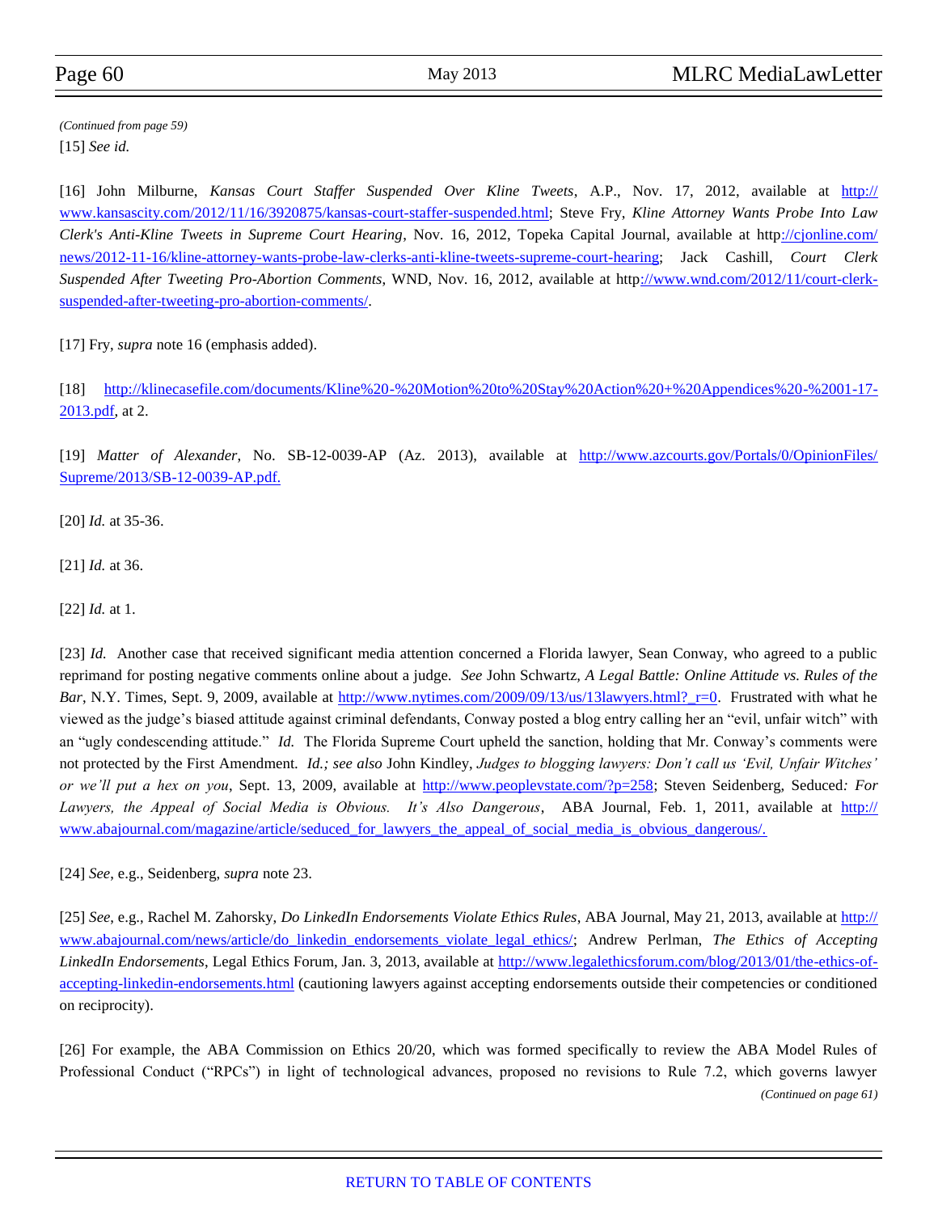*(Continued from page 59)*

[15] *See id.*

[16] John Milburne, *Kansas Court Staffer Suspended Over Kline Tweets*, A.P., Nov. 17, 2012, available at http://www.kansascity.com/2012/11/16/3920875/kansas-court-staffer-suspended.html; Steve Fry, *Kline Attorney Wants Probe Into Law Clerk's Anti-Kline Tweets in Supreme Court Hearing*, Nov. 16, 2012, Topeka Capital Journal, available at http://cjonline.com/news/2012-11-16/kline-attorney-wants-probe-law-clerks-anti-kline-tweets-supreme-court-hearing; Jack Cashill, *Court Clerk Suspended After Tweeting Pro-Abortion Comments*, WND, Nov. 16, 2012, available at http://www.wnd.com/2012/11/court-clerk-suspended-after-tweeting-pro-abortion-comments/.

[17] Fry, *supra* note 16 (emphasis added).

[18] http://klinecasefile.com/documents/Kline%20-%20Motion%20to%20Stay%20Action%20+%20Appendices%20-%2001-17-2013.pdf, at 2.

[19] *Matter of Alexander*, No. SB-12-0039-AP (Az. 2013), available at http://www.azcourts.gov/Portals/0/OpinionFiles/Supreme/2013/SB-12-0039-AP.pdf.

[20] *Id.* at 35-36.

[21] *Id.* at 36.

[22] *Id.* at 1.

[23] *Id.* Another case that received significant media attention concerned a Florida lawyer, Sean Conway, who agreed to a public reprimand for posting negative comments online about a judge. *See* John Schwartz, *A Legal Battle: Online Attitude vs. Rules of the Bar*, N.Y. Times, Sept. 9, 2009, available at http://www.nytimes.com/2009/09/13/us/13lawyers.html?_r=0. Frustrated with what he viewed as the judge's biased attitude against criminal defendants, Conway posted a blog entry calling her an "evil, unfair witch" with an "ugly condescending attitude." *Id.* The Florida Supreme Court upheld the sanction, holding that Mr. Conway's comments were not protected by the First Amendment. *Id.; see also* John Kindley, *Judges to blogging lawyers: Don't call us 'Evil, Unfair Witches' or we'll put a hex on you*, Sept. 13, 2009, available at http://www.peoplevstate.com/?p=258; Steven Seidenberg, Seduced*: For Lawyers, the Appeal of Social Media is Obvious. It's Also Dangerous*, ABA Journal, Feb. 1, 2011, available at http://www.abajournal.com/magazine/article/seduced_for_lawyers_the_appeal_of_social_media_is_obvious_dangerous/.

[24] *See*, e.g., Seidenberg, *supra* note 23.

[25] *See*, e.g., Rachel M. Zahorsky, *Do LinkedIn Endorsements Violate Ethics Rules*, ABA Journal, May 21, 2013, available at http://www.abajournal.com/news/article/do_linkedin_endorsements_violate_legal_ethics/; Andrew Perlman, *The Ethics of Accepting LinkedIn Endorsements*, Legal Ethics Forum, Jan. 3, 2013, available at http://www.legalethicsforum.com/blog/2013/01/the-ethics-of-accepting-linkedin-endorsements.html (cautioning lawyers against accepting endorsements outside their competencies or conditioned on reciprocity).

[26] For example, the ABA Commission on Ethics 20/20, which was formed specifically to review the ABA Model Rules of Professional Conduct ("RPCs") in light of technological advances, proposed no revisions to Rule 7.2, which governs lawyer

*(Continued on page 61)*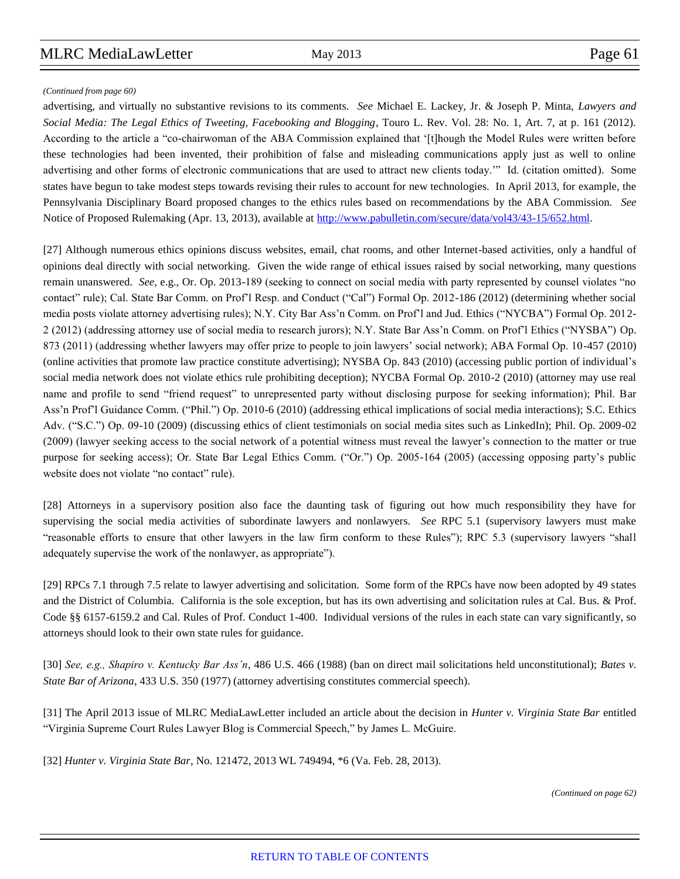*(Continued from page 60)*

advertising, and virtually no substantive revisions to its comments. *See* Michael E. Lackey, Jr. & Joseph P. Minta, *Lawyers and Social Media: The Legal Ethics of Tweeting, Facebooking and Blogging*, Touro L. Rev. Vol. 28: No. 1, Art. 7, at p. 161 (2012). According to the article a "co-chairwoman of the ABA Commission explained that '[t]hough the Model Rules were written before these technologies had been invented, their prohibition of false and misleading communications apply just as well to online advertising and other forms of electronic communications that are used to attract new clients today.'" Id. (citation omitted). Some states have begun to take modest steps towards revising their rules to account for new technologies. In April 2013, for example, the Pennsylvania Disciplinary Board proposed changes to the ethics rules based on recommendations by the ABA Commission. *See* Notice of Proposed Rulemaking (Apr. 13, 2013), available at [http://www.pabulletin.com/secure/data/vol43/43-15/652.html](http://www.pabulletin.com/secure/data/vol43/43-15/652.html).

[27] Although numerous ethics opinions discuss websites, email, chat rooms, and other Internet-based activities, only a handful of opinions deal directly with social networking. Given the wide range of ethical issues raised by social networking, many questions remain unanswered. *See*, e.g., Or. Op. 2013-189 (seeking to connect on social media with party represented by counsel violates "no contact" rule); Cal. State Bar Comm. on Prof'l Resp. and Conduct ("Cal") Formal Op. 2012-186 (2012) (determining whether social media posts violate attorney advertising rules); N.Y. City Bar Ass'n Comm. on Prof'l and Jud. Ethics ("NYCBA") Formal Op. 2012-2 (2012) (addressing attorney use of social media to research jurors); N.Y. State Bar Ass'n Comm. on Prof'l Ethics ("NYSBA") Op. 873 (2011) (addressing whether lawyers may offer prize to people to join lawyers' social network); ABA Formal Op. 10-457 (2010) (online activities that promote law practice constitute advertising); NYSBA Op. 843 (2010) (accessing public portion of individual's social media network does not violate ethics rule prohibiting deception); NYCBA Formal Op. 2010-2 (2010) (attorney may use real name and profile to send "friend request" to unrepresented party without disclosing purpose for seeking information); Phil. Bar Ass'n Prof'l Guidance Comm. ("Phil.") Op. 2010-6 (2010) (addressing ethical implications of social media interactions); S.C. Ethics Adv. ("S.C.") Op. 09-10 (2009) (discussing ethics of client testimonials on social media sites such as LinkedIn); Phil. Op. 2009-02 (2009) (lawyer seeking access to the social network of a potential witness must reveal the lawyer's connection to the matter or true purpose for seeking access); Or. State Bar Legal Ethics Comm. ("Or.") Op. 2005-164 (2005) (accessing opposing party's public website does not violate "no contact" rule).

[28] Attorneys in a supervisory position also face the daunting task of figuring out how much responsibility they have for supervising the social media activities of subordinate lawyers and nonlawyers. *See* RPC 5.1 (supervisory lawyers must make "reasonable efforts to ensure that other lawyers in the law firm conform to these Rules"); RPC 5.3 (supervisory lawyers "shall adequately supervise the work of the nonlawyer, as appropriate").

[29] RPCs 7.1 through 7.5 relate to lawyer advertising and solicitation. Some form of the RPCs have now been adopted by 49 states and the District of Columbia. California is the sole exception, but has its own advertising and solicitation rules at Cal. Bus. & Prof. Code §§ 6157-6159.2 and Cal. Rules of Prof. Conduct 1-400. Individual versions of the rules in each state can vary significantly, so attorneys should look to their own state rules for guidance.

[30] *See, e.g., Shapiro v. Kentucky Bar Ass'n*, 486 U.S. 466 (1988) (ban on direct mail solicitations held unconstitutional); *Bates v. State Bar of Arizona*, 433 U.S. 350 (1977) (attorney advertising constitutes commercial speech).

[31] The April 2013 issue of MLRC MediaLawLetter included an article about the decision in *Hunter v. Virginia State Bar* entitled "Virginia Supreme Court Rules Lawyer Blog is Commercial Speech," by James L. McGuire.

[32] *Hunter v. Virginia State Bar*, No. 121472, 2013 WL 749494, *6 (Va. Feb. 28, 2013).

*(Continued on page 62)*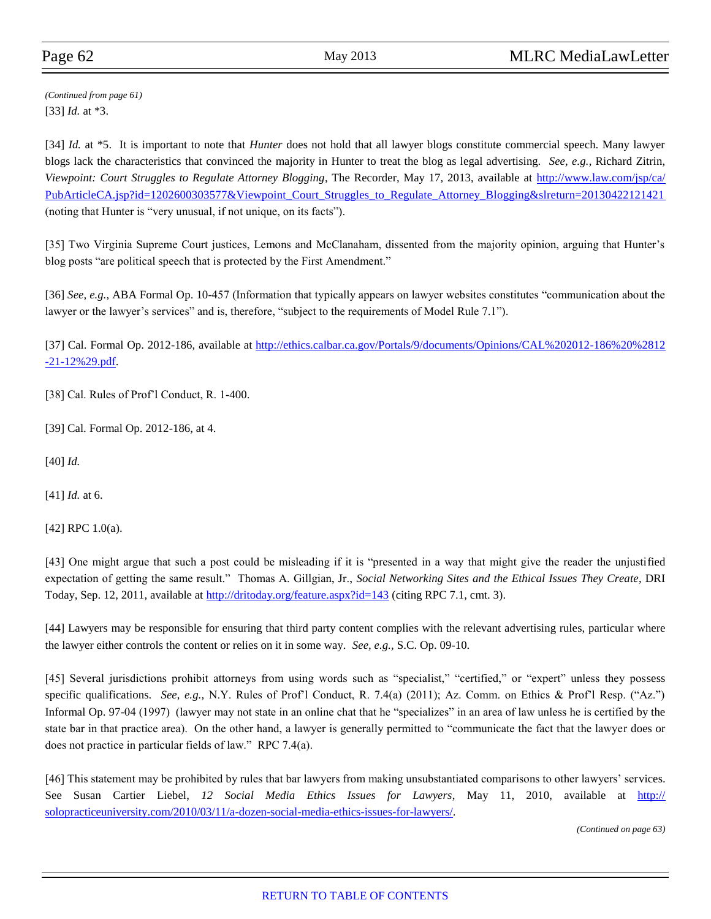*(Continued from page 61)*

[33] *Id.* at *3.

[34] *Id.* at *5. It is important to note that *Hunter* does not hold that all lawyer blogs constitute commercial speech. Many lawyer blogs lack the characteristics that convinced the majority in Hunter to treat the blog as legal advertising. *See, e.g.,* Richard Zitrin, *Viewpoint: Court Struggles to Regulate Attorney Blogging*, The Recorder, May 17, 2013, available at http://www.law.com/jsp/ca/PubArticleCA.jsp?id=1202600303577&Viewpoint_Court_Struggles_to_Regulate_Attorney_Blogging&slreturn=20130422121421 (noting that Hunter is "very unusual, if not unique, on its facts").

[35] Two Virginia Supreme Court justices, Lemons and McClanaham, dissented from the majority opinion, arguing that Hunter's blog posts "are political speech that is protected by the First Amendment."

[36] *See, e.g.,* ABA Formal Op. 10-457 (Information that typically appears on lawyer websites constitutes "communication about the lawyer or the lawyer's services" and is, therefore, "subject to the requirements of Model Rule 7.1").

[37] Cal. Formal Op. 2012-186, available at http://ethics.calbar.ca.gov/Portals/9/documents/Opinions/CAL%202012-186%20%2812-21-12%29.pdf.

[38] Cal. Rules of Prof'l Conduct, R. 1-400.

[39] Cal. Formal Op. 2012-186, at 4.

[40] *Id.*

[41] *Id.* at 6.

[42] RPC 1.0(a).

[43] One might argue that such a post could be misleading if it is "presented in a way that might give the reader the unjustified expectation of getting the same result." Thomas A. Gillgian, Jr., *Social Networking Sites and the Ethical Issues They Create*, DRI Today, Sep. 12, 2011, available at http://dritoday.org/feature.aspx?id=143 (citing RPC 7.1, cmt. 3).

[44] Lawyers may be responsible for ensuring that third party content complies with the relevant advertising rules, particular where the lawyer either controls the content or relies on it in some way. *See, e.g.,* S.C. Op. 09-10.

[45] Several jurisdictions prohibit attorneys from using words such as "specialist," "certified," or "expert" unless they possess specific qualifications. *See, e.g.,* N.Y. Rules of Prof'l Conduct, R. 7.4(a) (2011); Az. Comm. on Ethics & Prof'l Resp. ("Az.") Informal Op. 97-04 (1997) (lawyer may not state in an online chat that he "specializes" in an area of law unless he is certified by the state bar in that practice area). On the other hand, a lawyer is generally permitted to "communicate the fact that the lawyer does or does not practice in particular fields of law." RPC 7.4(a).

[46] This statement may be prohibited by rules that bar lawyers from making unsubstantiated comparisons to other lawyers' services. See Susan Cartier Liebel, *12 Social Media Ethics Issues for Lawyers*, May 11, 2010, available at http://solopracticeuniversity.com/2010/03/11/a-dozen-social-media-ethics-issues-for-lawyers/.

*(Continued on page 63)*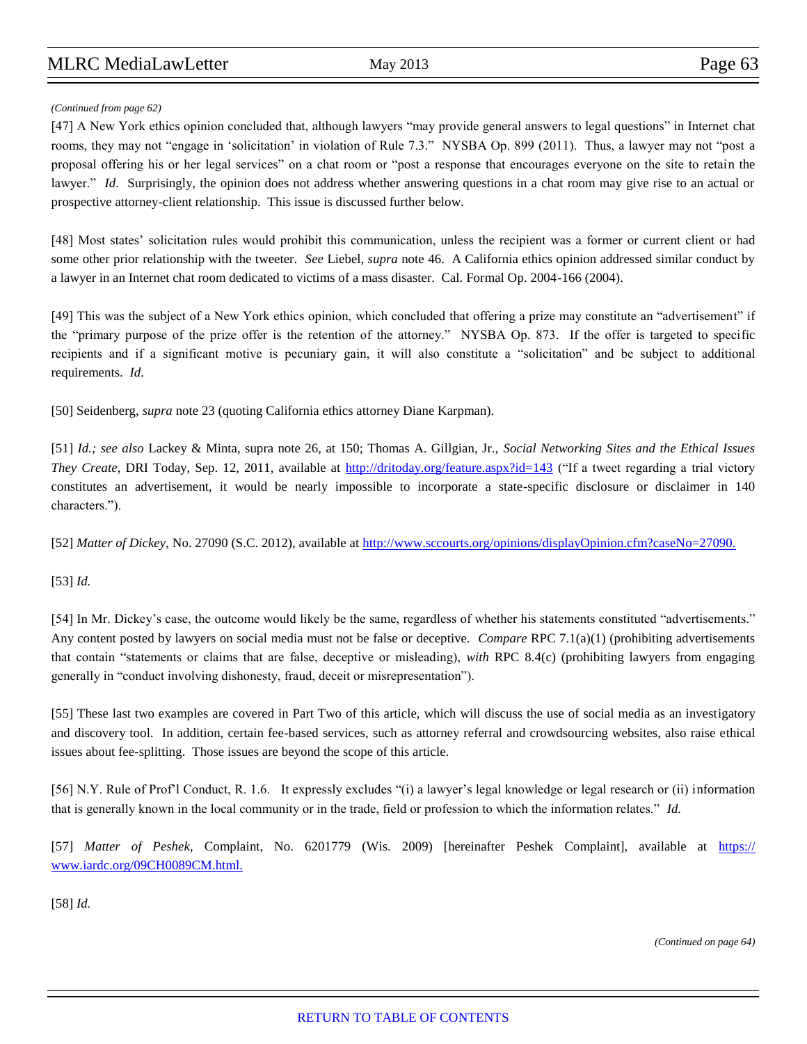*(Continued from page 62)*

[47] A New York ethics opinion concluded that, although lawyers "may provide general answers to legal questions" in Internet chat rooms, they may not "engage in 'solicitation' in violation of Rule 7.3." NYSBA Op. 899 (2011). Thus, a lawyer may not "post a proposal offering his or her legal services" on a chat room or "post a response that encourages everyone on the site to retain the lawyer." *Id*. Surprisingly, the opinion does not address whether answering questions in a chat room may give rise to an actual or prospective attorney-client relationship. This issue is discussed further below.

[48] Most states' solicitation rules would prohibit this communication, unless the recipient was a former or current client or had some other prior relationship with the tweeter. *See* Liebel, *supra* note 46. A California ethics opinion addressed similar conduct by a lawyer in an Internet chat room dedicated to victims of a mass disaster. Cal. Formal Op. 2004-166 (2004).

[49] This was the subject of a New York ethics opinion, which concluded that offering a prize may constitute an "advertisement" if the "primary purpose of the prize offer is the retention of the attorney." NYSBA Op. 873. If the offer is targeted to specific recipients and if a significant motive is pecuniary gain, it will also constitute a "solicitation" and be subject to additional requirements. *Id.*

[50] Seidenberg, *supra* note 23 (quoting California ethics attorney Diane Karpman).

[51] *Id.; see also* Lackey & Minta, supra note 26, at 150; Thomas A. Gillgian, Jr., *Social Networking Sites and the Ethical Issues They Create*, DRI Today, Sep. 12, 2011, available at http://dritoday.org/feature.aspx?id=143 ("If a tweet regarding a trial victory constitutes an advertisement, it would be nearly impossible to incorporate a state-specific disclosure or disclaimer in 140 characters.").

[52] *Matter of Dickey*, No. 27090 (S.C. 2012), available at http://www.sccourts.org/opinions/displayOpinion.cfm?caseNo=27090.

[53] *Id.*

[54] In Mr. Dickey's case, the outcome would likely be the same, regardless of whether his statements constituted "advertisements." Any content posted by lawyers on social media must not be false or deceptive. *Compare* RPC 7.1(a)(1) (prohibiting advertisements that contain "statements or claims that are false, deceptive or misleading), *with* RPC 8.4(c) (prohibiting lawyers from engaging generally in "conduct involving dishonesty, fraud, deceit or misrepresentation").

[55] These last two examples are covered in Part Two of this article, which will discuss the use of social media as an investigatory and discovery tool. In addition, certain fee-based services, such as attorney referral and crowdsourcing websites, also raise ethical issues about fee-splitting. Those issues are beyond the scope of this article.

[56] N.Y. Rule of Prof'l Conduct, R. 1.6. It expressly excludes "(i) a lawyer's legal knowledge or legal research or (ii) information that is generally known in the local community or in the trade, field or profession to which the information relates." *Id.*

[57] *Matter of Peshek*, Complaint, No. 6201779 (Wis. 2009) [hereinafter Peshek Complaint], available at https://www.iardc.org/09CH0089CM.html.

[58] *Id.*

*(Continued on page 64)*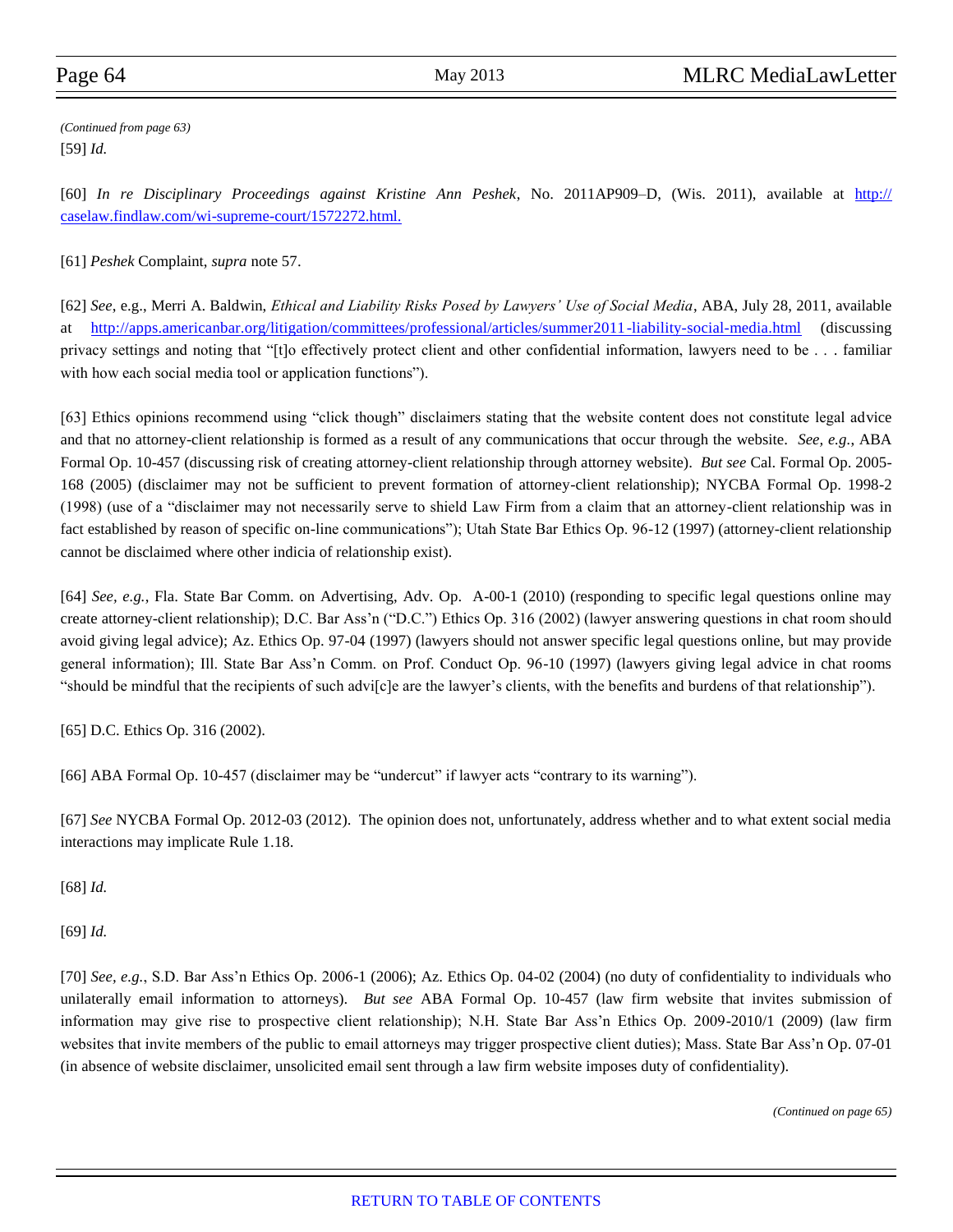*(Continued from page 63)*

[59] *Id.*

[60] *In re Disciplinary Proceedings against Kristine Ann Peshek*, No. 2011AP909–D, (Wis. 2011), available at [http://caselaw.findlaw.com/wi-supreme-court/1572272.html.](http://caselaw.findlaw.com/wi-supreme-court/1572272.html)

[61] *Peshek* Complaint, *supra* note 57.

[62] *See*, e.g., Merri A. Baldwin, *Ethical and Liability Risks Posed by Lawyers' Use of Social Media*, ABA, July 28, 2011, available at [http://apps.americanbar.org/litigation/committees/professional/articles/summer2011-liability-social-media.html](http://apps.americanbar.org/litigation/committees/professional/articles/summer2011-liability-social-media.html) (discussing privacy settings and noting that "[t]o effectively protect client and other confidential information, lawyers need to be . . . familiar with how each social media tool or application functions").

[63] Ethics opinions recommend using "click though" disclaimers stating that the website content does not constitute legal advice and that no attorney-client relationship is formed as a result of any communications that occur through the website. *See, e.g.*, ABA Formal Op. 10-457 (discussing risk of creating attorney-client relationship through attorney website). *But see* Cal. Formal Op. 2005-168 (2005) (disclaimer may not be sufficient to prevent formation of attorney-client relationship); NYCBA Formal Op. 1998-2 (1998) (use of a "disclaimer may not necessarily serve to shield Law Firm from a claim that an attorney-client relationship was in fact established by reason of specific on-line communications"); Utah State Bar Ethics Op. 96-12 (1997) (attorney-client relationship cannot be disclaimed where other indicia of relationship exist).

[64] *See, e.g.*, Fla. State Bar Comm. on Advertising, Adv. Op. A-00-1 (2010) (responding to specific legal questions online may create attorney-client relationship); D.C. Bar Ass'n ("D.C.") Ethics Op. 316 (2002) (lawyer answering questions in chat room should avoid giving legal advice); Az. Ethics Op. 97-04 (1997) (lawyers should not answer specific legal questions online, but may provide general information); Ill. State Bar Ass'n Comm. on Prof. Conduct Op. 96-10 (1997) (lawyers giving legal advice in chat rooms "should be mindful that the recipients of such advi[c]e are the lawyer's clients, with the benefits and burdens of that relationship").

[65] D.C. Ethics Op. 316 (2002).

[66] ABA Formal Op. 10-457 (disclaimer may be "undercut" if lawyer acts "contrary to its warning").

[67] *See* NYCBA Formal Op. 2012-03 (2012). The opinion does not, unfortunately, address whether and to what extent social media interactions may implicate Rule 1.18.

[68] *Id.*

[69] *Id.*

[70] *See, e.g.*, S.D. Bar Ass'n Ethics Op. 2006-1 (2006); Az. Ethics Op. 04-02 (2004) (no duty of confidentiality to individuals who unilaterally email information to attorneys). *But see* ABA Formal Op. 10-457 (law firm website that invites submission of information may give rise to prospective client relationship); N.H. State Bar Ass'n Ethics Op. 2009-2010/1 (2009) (law firm websites that invite members of the public to email attorneys may trigger prospective client duties); Mass. State Bar Ass'n Op. 07-01 (in absence of website disclaimer, unsolicited email sent through a law firm website imposes duty of confidentiality).

*(Continued on page 65)*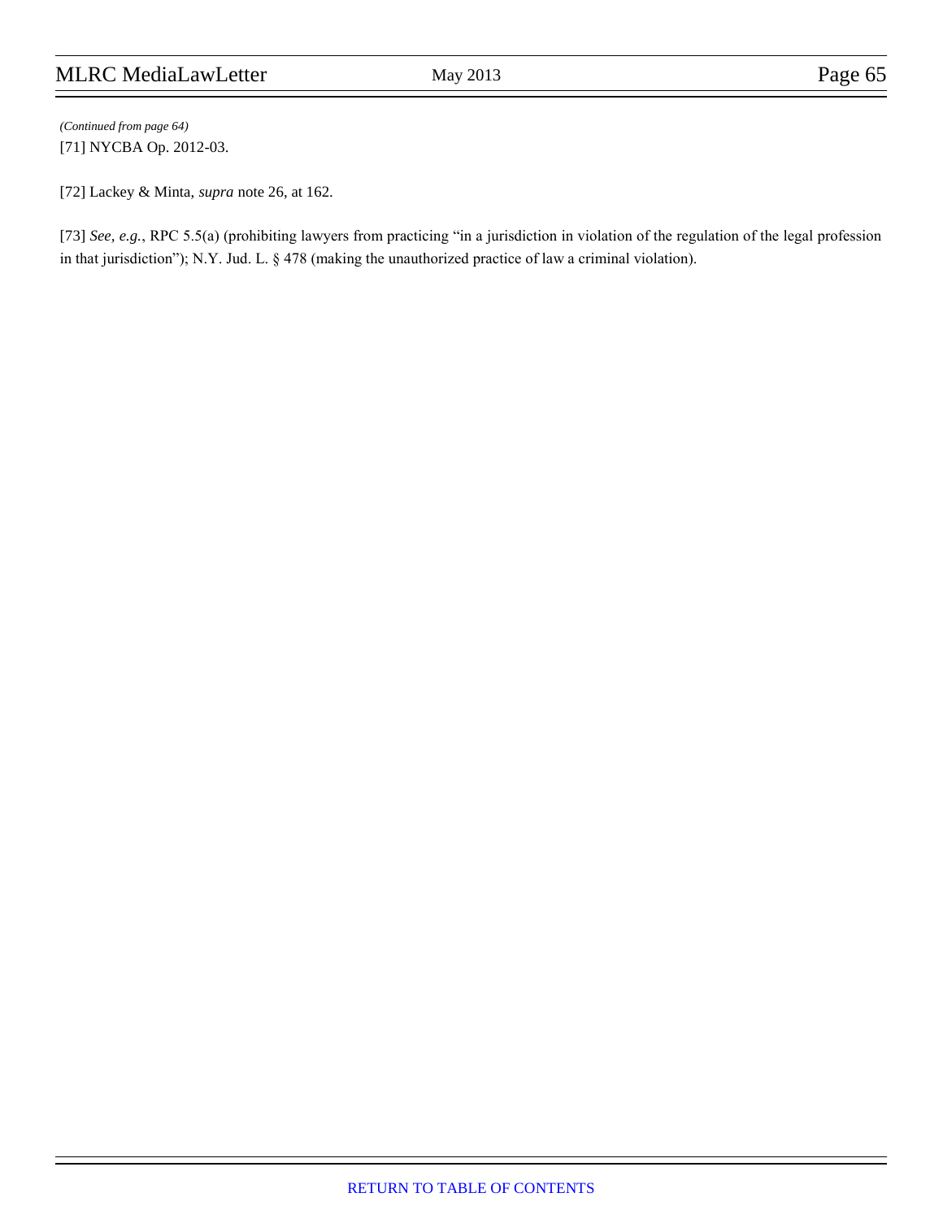*(Continued from page 64)*

[71] NYCBA Op. 2012-03.

[72] Lackey & Minta, *supra* note 26, at 162.

[73] *See, e.g.*, RPC 5.5(a) (prohibiting lawyers from practicing "in a jurisdiction in violation of the regulation of the legal profession in that jurisdiction"); N.Y. Jud. L. § 478 (making the unauthorized practice of law a criminal violation).